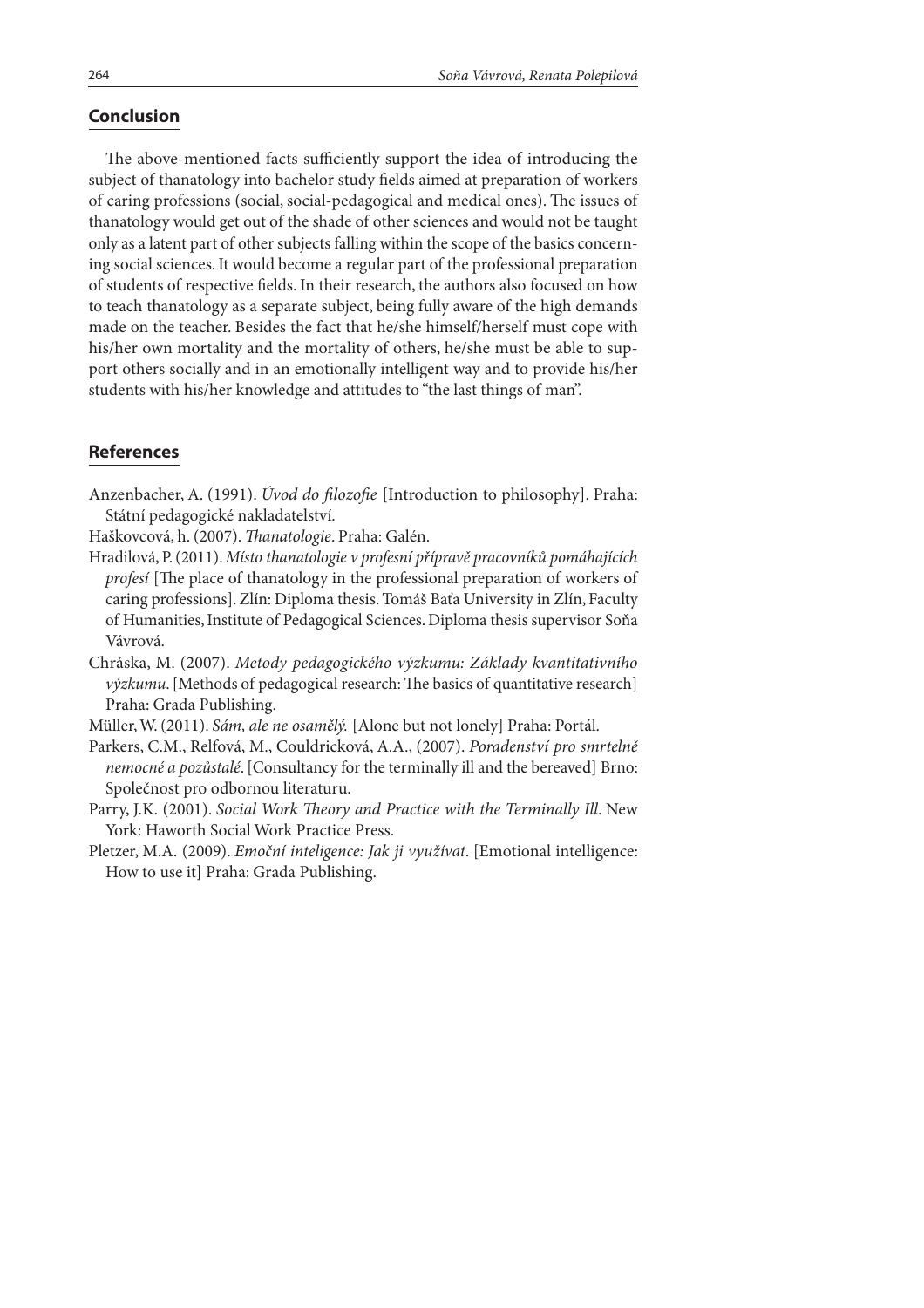## Conclusion

The above-mentioned facts sufficiently support the idea of introducing the subject of thanatology into bachelor study fields aimed at preparation of workers of caring professions (social, social-pedagogical and medical ones). The issues of thanatology would get out of the shade of other sciences and would not be taught only as a latent part of other subjects falling within the scope of the basics concerning social sciences. It would become a regular part of the professional preparation of students of respective fields. In their research, the authors also focused on how to teach thanatology as a separate subject, being fully aware of the high demands made on the teacher. Besides the fact that he/she himself/herself must cope with his/her own mortality and the mortality of others, he/she must be able to support others socially and in an emotionally intelligent way and to provide his/her students with his/her knowledge and attitudes to "the last things of man".

## References

Anzenbacher, A. (1991). *Úvod do filozofie* [Introduction to philosophy]. Praha: Státní pedagogické nakladatelství.

Haškovcová, h. (2007). *Thanatologie*. Praha: Galén.

Hradilová, P. (2011). *Místo thanatologie v profesní přípravě pracovníků pomáhajících profesí* [The place of thanatology in the professional preparation of workers of caring professions]. Zlín: Diploma thesis. Tomáš Baťa University in Zlín, Faculty of Humanities, Institute of Pedagogical Sciences. Diploma thesis supervisor Soňa Vávrová.

Chráska, M. (2007). *Metody pedagogického výzkumu: Základy kvantitativního výzkumu*. [Methods of pedagogical research: The basics of quantitative research] Praha: Grada Publishing.

Müller, W. (2011). *Sám, ale ne osamělý.* [Alone but not lonely] Praha: Portál.

Parkers, C.M., Relfová, M., Couldricková, A.A., (2007). *Poradenství pro smrtelně nemocné a pozůstalé*. [Consultancy for the terminally ill and the bereaved] Brno: Společnost pro odbornou literaturu.

Parry, J.K. (2001). *Social Work Theory and Practice with the Terminally Ill*. New York: Haworth Social Work Practice Press.

Pletzer, M.A. (2009). *Emoční inteligence: Jak ji využívat*. [Emotional intelligence: How to use it] Praha: Grada Publishing.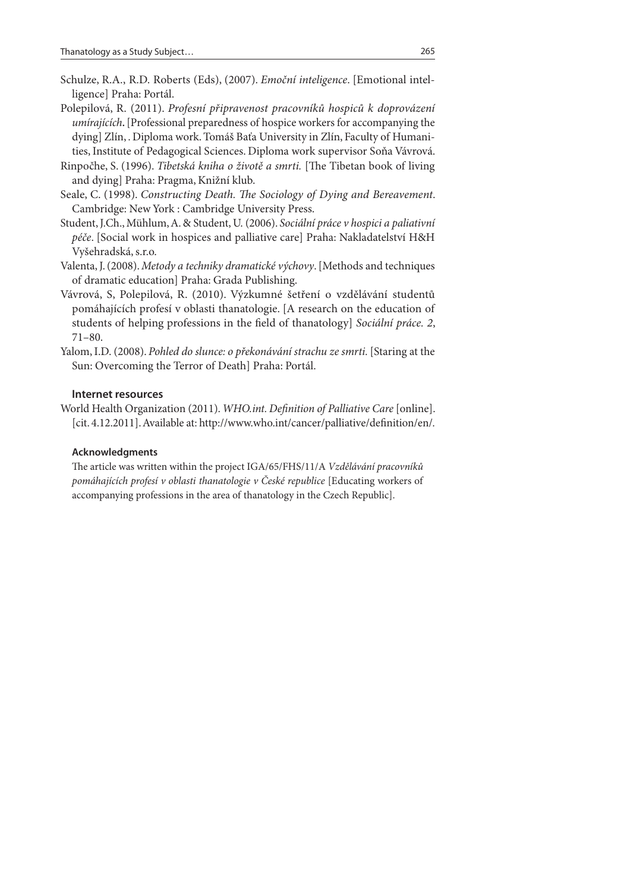Schulze, R.A., R.D. Roberts (Eds), (2007). *Emoční inteligence*. [Emotional intelligence] Praha: Portál.

Polepilová, R. (2011). *Profesní připravenost pracovníků hospiců k doprovázení umírajících***.** [Professional preparedness of hospice workers for accompanying the dying] Zlín, . Diploma work. Tomáš Baťa University in Zlín, Faculty of Humanities, Institute of Pedagogical Sciences. Diploma work supervisor Soňa Vávrová.

Rinpočhe, S. (1996). *Tibetská kniha o životě a smrti.* [The Tibetan book of living and dying] Praha: Pragma, Knižní klub.

Seale, C. (1998). *Constructing Death. The Sociology of Dying and Bereavement*. Cambridge: New York : Cambridge University Press.

Student, J.Ch., Mühlum, A. & Student, U. (2006). *Sociální práce v hospici a paliativní péče*. [Social work in hospices and palliative care] Praha: Nakladatelství H&H Vyšehradská, s.r.o.

Valenta, J. (2008). *Metody a techniky dramatické výchovy*. [Methods and techniques of dramatic education] Praha: Grada Publishing.

Vávrová, S, Polepilová, R. (2010). Výzkumné šetření o vzdělávání studentů pomáhajících profesí v oblasti thanatologie. [A research on the education of students of helping professions in the field of thanatology] *Sociální práce. 2*, 71–80.

Yalom, I.D. (2008). *Pohled do slunce: o překonávání strachu ze smrti.* [Staring at the Sun: Overcoming the Terror of Death] Praha: Portál.

### Internet resources

World Health Organization (2011). *WHO.int. Definition of Palliative Care* [online]. [cit. 4.12.2011]. Available at: http://www.who.int/cancer/palliative/definition/en/.

#### Acknowledgments

The article was written within the project IGA/65/FHS/11/A *Vzdělávání pracovníků pomáhajících profesí v oblasti thanatologie v České republice* [Educating workers of accompanying professions in the area of thanatology in the Czech Republic].